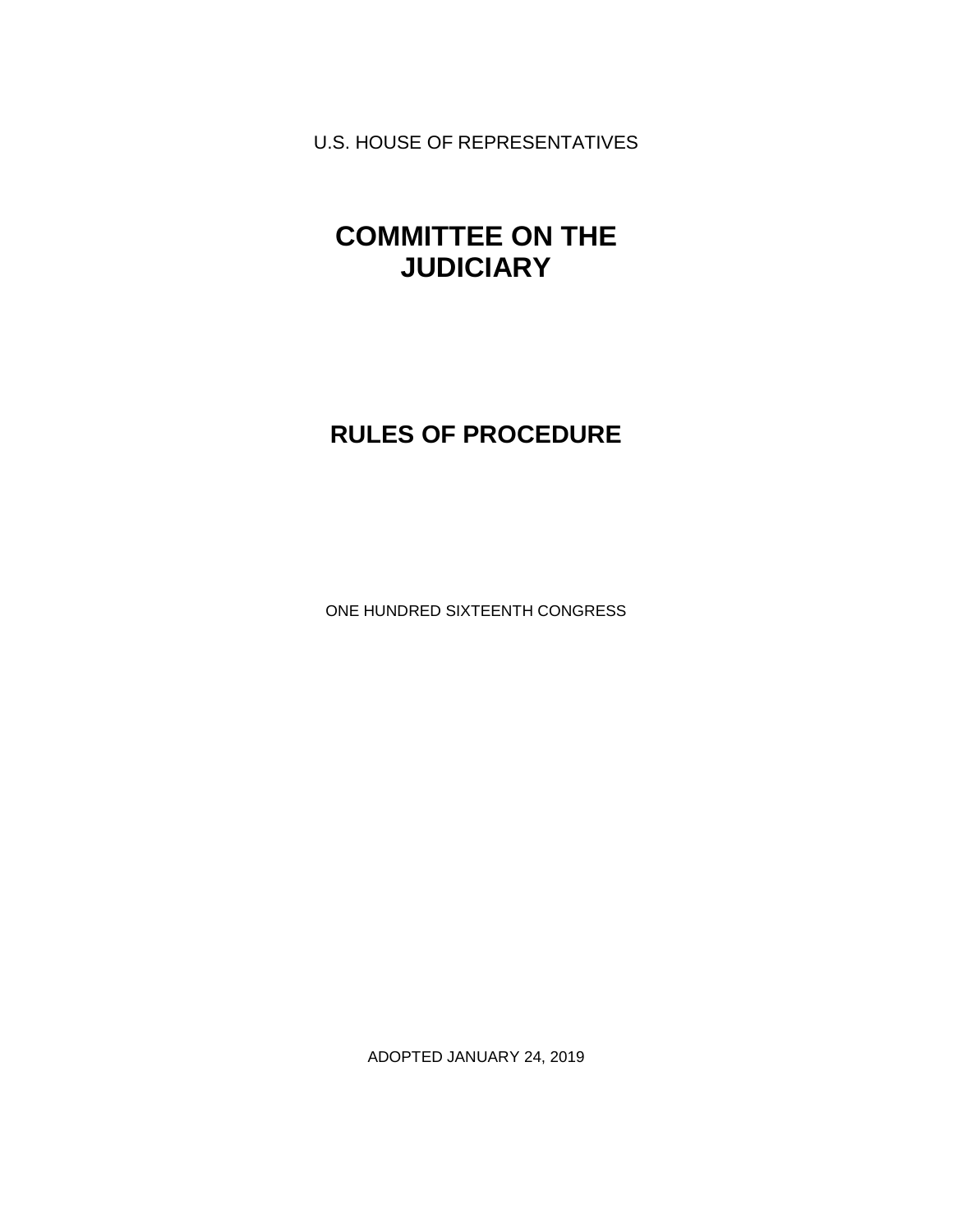U.S. HOUSE OF REPRESENTATIVES

# COMMITTEE ON THE JUDICIARY

## RULES OF PROCEDURE

ONE HUNDRED SIXTEENTH CONGRESS

ADOPTED JANUARY 24, 2019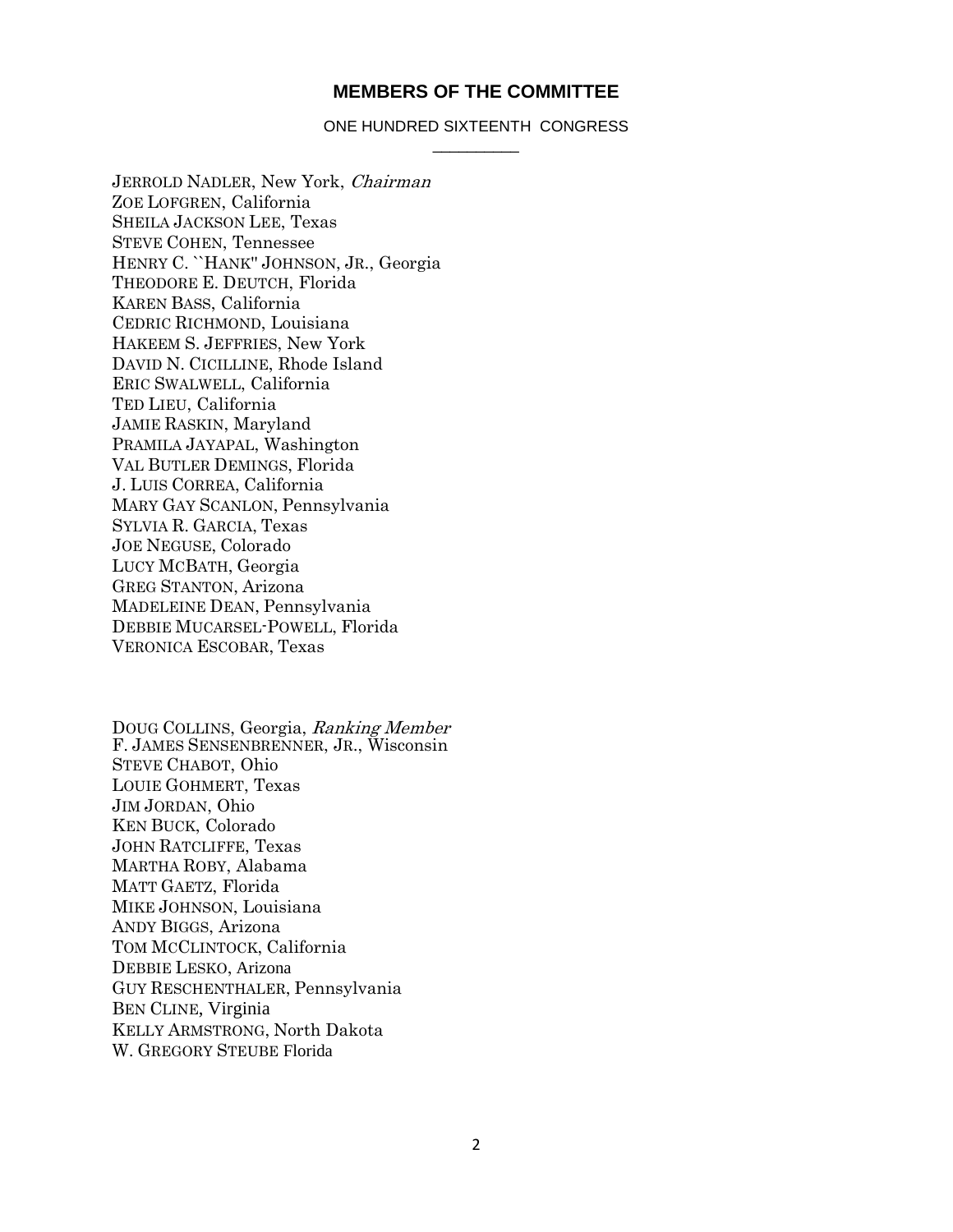## MEMBERS OF THE COMMITTEE

ONE HUNDRED SIXTEENTH CONGRESS

\_\_\_\_\_\_\_\_\_\_\_

JERROLD NADLER, New York, *Chairman*
ZOE LOFGREN, California
SHEILA JACKSON LEE, Texas
STEVE COHEN, Tennessee
HENRY C. ``HANK'' JOHNSON, JR., Georgia
THEODORE E. DEUTCH, Florida
KAREN BASS, California
CEDRIC RICHMOND, Louisiana
HAKEEM S. JEFFRIES, New York
DAVID N. CICILLINE, Rhode Island
ERIC SWALWELL, California
TED LIEU, California
JAMIE RASKIN, Maryland
PRAMILA JAYAPAL, Washington
VAL BUTLER DEMINGS, Florida
J. LUIS CORREA, California
MARY GAY SCANLON, Pennsylvania
SYLVIA R. GARCIA, Texas
JOE NEGUSE, Colorado
LUCY MCBATH, Georgia
GREG STANTON, Arizona
MADELEINE DEAN, Pennsylvania
DEBBIE MUCARSEL-POWELL, Florida
VERONICA ESCOBAR, Texas

DOUG COLLINS, Georgia, *Ranking Member*
F. JAMES SENSENBRENNER, JR., Wisconsin
STEVE CHABOT, Ohio
LOUIE GOHMERT, Texas
JIM JORDAN, Ohio
KEN BUCK, Colorado
JOHN RATCLIFFE, Texas
MARTHA ROBY, Alabama
MATT GAETZ, Florida
MIKE JOHNSON, Louisiana
ANDY BIGGS, Arizona
TOM MCCLINTOCK, California
DEBBIE LESKO, Arizona
GUY RESCHENTHALER, Pennsylvania
BEN CLINE, Virginia
KELLY ARMSTRONG, North Dakota
W. GREGORY STEUBE Florida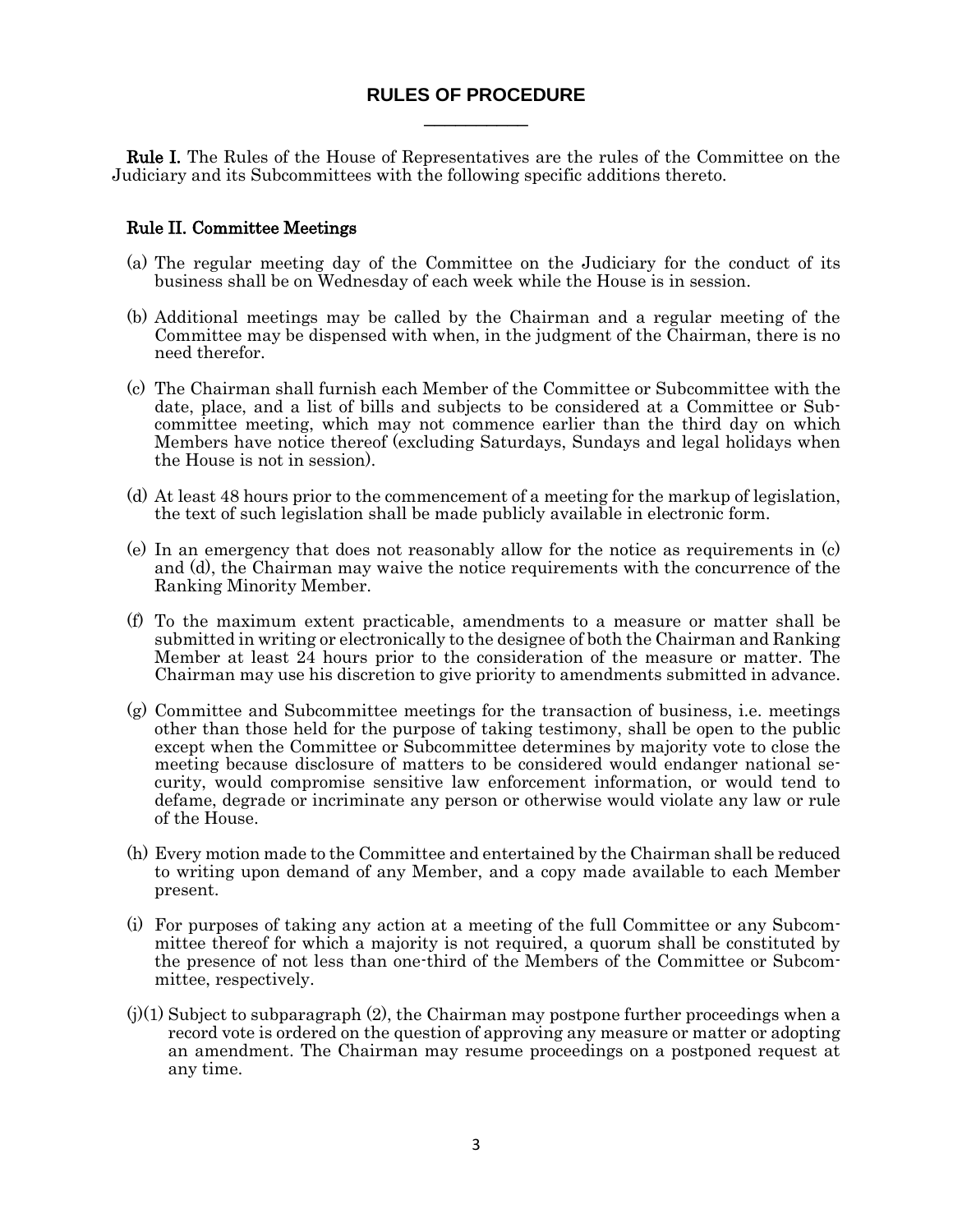# RULES OF PROCEDURE

**Rule I.** The Rules of the House of Representatives are the rules of the Committee on the Judiciary and its Subcommittees with the following specific additions thereto.

## Rule II. Committee Meetings

(a) The regular meeting day of the Committee on the Judiciary for the conduct of its business shall be on Wednesday of each week while the House is in session.

(b) Additional meetings may be called by the Chairman and a regular meeting of the Committee may be dispensed with when, in the judgment of the Chairman, there is no need therefor.

(c) The Chairman shall furnish each Member of the Committee or Subcommittee with the date, place, and a list of bills and subjects to be considered at a Committee or Subcommittee meeting, which may not commence earlier than the third day on which Members have notice thereof (excluding Saturdays, Sundays and legal holidays when the House is not in session).

(d) At least 48 hours prior to the commencement of a meeting for the markup of legislation, the text of such legislation shall be made publicly available in electronic form.

(e) In an emergency that does not reasonably allow for the notice as requirements in (c) and (d), the Chairman may waive the notice requirements with the concurrence of the Ranking Minority Member.

(f) To the maximum extent practicable, amendments to a measure or matter shall be submitted in writing or electronically to the designee of both the Chairman and Ranking Member at least 24 hours prior to the consideration of the measure or matter. The Chairman may use his discretion to give priority to amendments submitted in advance.

(g) Committee and Subcommittee meetings for the transaction of business, i.e. meetings other than those held for the purpose of taking testimony, shall be open to the public except when the Committee or Subcommittee determines by majority vote to close the meeting because disclosure of matters to be considered would endanger national security, would compromise sensitive law enforcement information, or would tend to defame, degrade or incriminate any person or otherwise would violate any law or rule of the House.

(h) Every motion made to the Committee and entertained by the Chairman shall be reduced to writing upon demand of any Member, and a copy made available to each Member present.

(i) For purposes of taking any action at a meeting of the full Committee or any Subcommittee thereof for which a majority is not required, a quorum shall be constituted by the presence of not less than one-third of the Members of the Committee or Subcommittee, respectively.

(j)(1) Subject to subparagraph (2), the Chairman may postpone further proceedings when a record vote is ordered on the question of approving any measure or matter or adopting an amendment. The Chairman may resume proceedings on a postponed request at any time.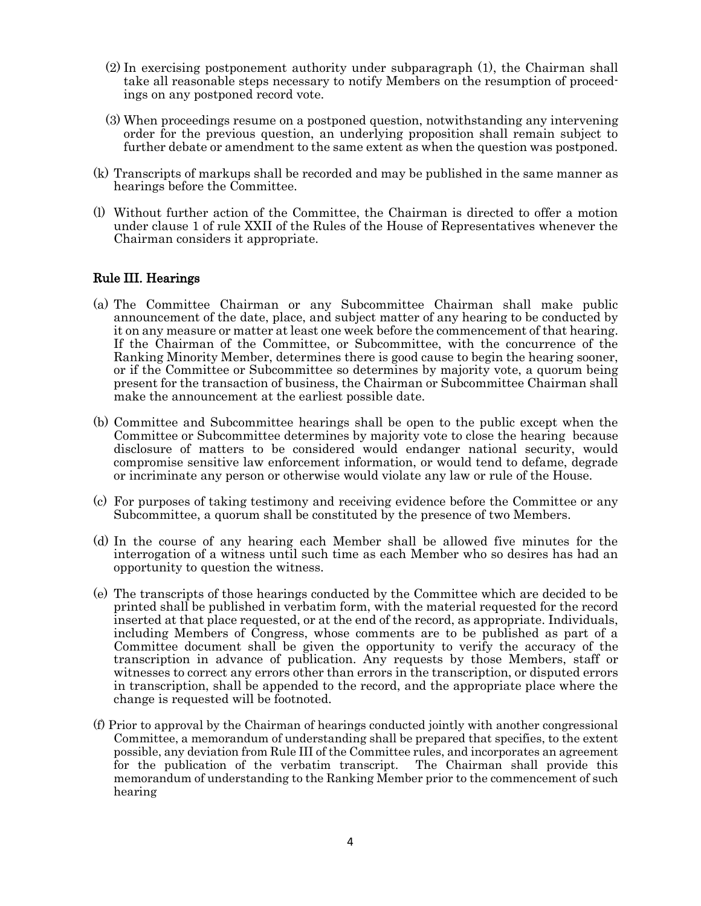(2) In exercising postponement authority under subparagraph (1), the Chairman shall take all reasonable steps necessary to notify Members on the resumption of proceedings on any postponed record vote.

(3) When proceedings resume on a postponed question, notwithstanding any intervening order for the previous question, an underlying proposition shall remain subject to further debate or amendment to the same extent as when the question was postponed.

(k) Transcripts of markups shall be recorded and may be published in the same manner as hearings before the Committee.

(l) Without further action of the Committee, the Chairman is directed to offer a motion under clause 1 of rule XXII of the Rules of the House of Representatives whenever the Chairman considers it appropriate.

## Rule III. Hearings

(a) The Committee Chairman or any Subcommittee Chairman shall make public announcement of the date, place, and subject matter of any hearing to be conducted by it on any measure or matter at least one week before the commencement of that hearing. If the Chairman of the Committee, or Subcommittee, with the concurrence of the Ranking Minority Member, determines there is good cause to begin the hearing sooner, or if the Committee or Subcommittee so determines by majority vote, a quorum being present for the transaction of business, the Chairman or Subcommittee Chairman shall make the announcement at the earliest possible date.

(b) Committee and Subcommittee hearings shall be open to the public except when the Committee or Subcommittee determines by majority vote to close the hearing because disclosure of matters to be considered would endanger national security, would compromise sensitive law enforcement information, or would tend to defame, degrade or incriminate any person or otherwise would violate any law or rule of the House.

(c) For purposes of taking testimony and receiving evidence before the Committee or any Subcommittee, a quorum shall be constituted by the presence of two Members.

(d) In the course of any hearing each Member shall be allowed five minutes for the interrogation of a witness until such time as each Member who so desires has had an opportunity to question the witness.

(e) The transcripts of those hearings conducted by the Committee which are decided to be printed shall be published in verbatim form, with the material requested for the record inserted at that place requested, or at the end of the record, as appropriate. Individuals, including Members of Congress, whose comments are to be published as part of a Committee document shall be given the opportunity to verify the accuracy of the transcription in advance of publication. Any requests by those Members, staff or witnesses to correct any errors other than errors in the transcription, or disputed errors in transcription, shall be appended to the record, and the appropriate place where the change is requested will be footnoted.

(f) Prior to approval by the Chairman of hearings conducted jointly with another congressional Committee, a memorandum of understanding shall be prepared that specifies, to the extent possible, any deviation from Rule III of the Committee rules, and incorporates an agreement for the publication of the verbatim transcript. The Chairman shall provide this memorandum of understanding to the Ranking Member prior to the commencement of such hearing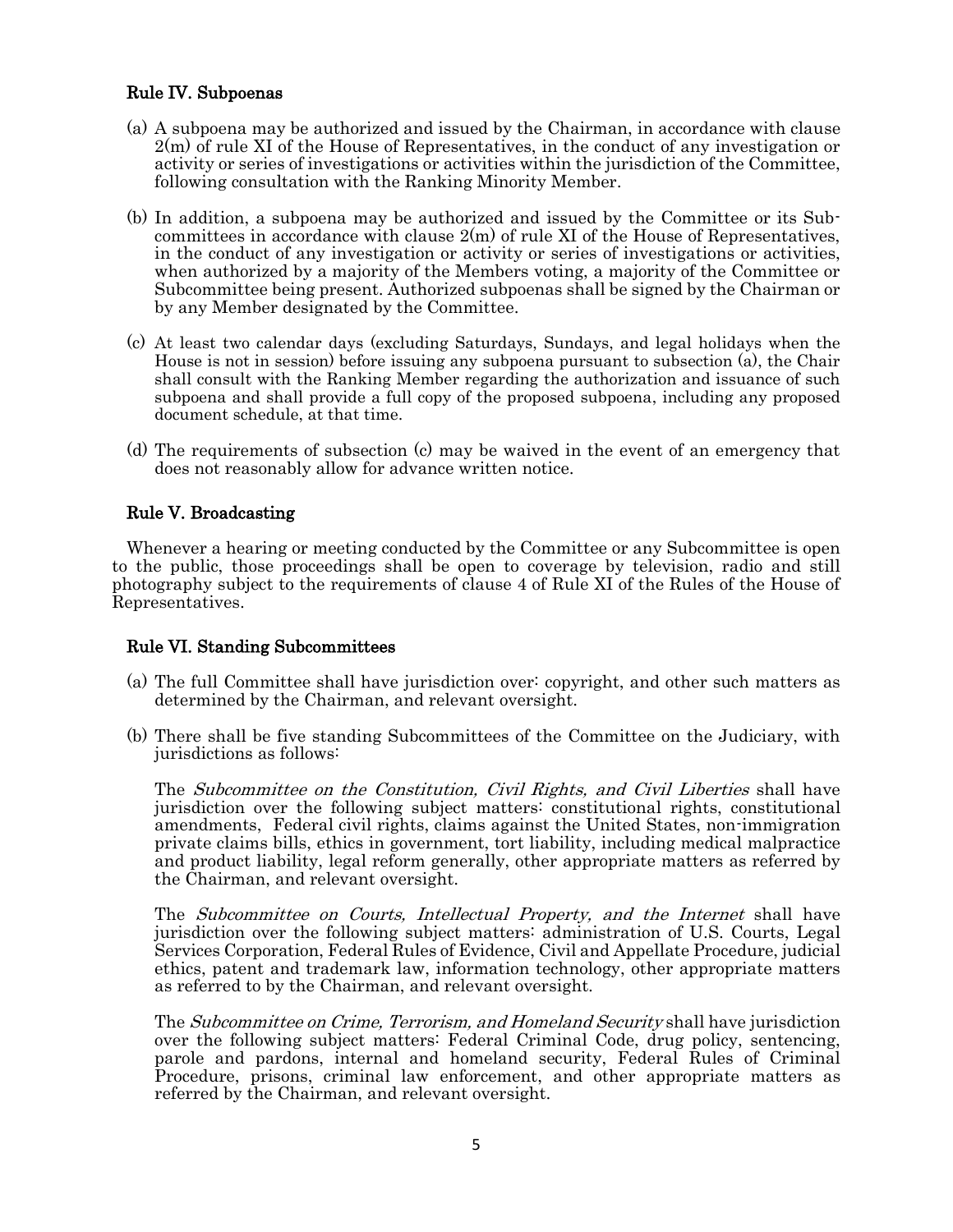### Rule IV. Subpoenas

(a) A subpoena may be authorized and issued by the Chairman, in accordance with clause 2(m) of rule XI of the House of Representatives, in the conduct of any investigation or activity or series of investigations or activities within the jurisdiction of the Committee, following consultation with the Ranking Minority Member.

(b) In addition, a subpoena may be authorized and issued by the Committee or its Subcommittees in accordance with clause 2(m) of rule XI of the House of Representatives, in the conduct of any investigation or activity or series of investigations or activities, when authorized by a majority of the Members voting, a majority of the Committee or Subcommittee being present. Authorized subpoenas shall be signed by the Chairman or by any Member designated by the Committee.

(c) At least two calendar days (excluding Saturdays, Sundays, and legal holidays when the House is not in session) before issuing any subpoena pursuant to subsection (a), the Chair shall consult with the Ranking Member regarding the authorization and issuance of such subpoena and shall provide a full copy of the proposed subpoena, including any proposed document schedule, at that time.

(d) The requirements of subsection (c) may be waived in the event of an emergency that does not reasonably allow for advance written notice.

### Rule V. Broadcasting

Whenever a hearing or meeting conducted by the Committee or any Subcommittee is open to the public, those proceedings shall be open to coverage by television, radio and still photography subject to the requirements of clause 4 of Rule XI of the Rules of the House of Representatives.

### Rule VI. Standing Subcommittees

(a) The full Committee shall have jurisdiction over: copyright, and other such matters as determined by the Chairman, and relevant oversight.

(b) There shall be five standing Subcommittees of the Committee on the Judiciary, with jurisdictions as follows:

The *Subcommittee on the Constitution, Civil Rights, and Civil Liberties* shall have jurisdiction over the following subject matters: constitutional rights, constitutional amendments, Federal civil rights, claims against the United States, non-immigration private claims bills, ethics in government, tort liability, including medical malpractice and product liability, legal reform generally, other appropriate matters as referred by the Chairman, and relevant oversight.

The *Subcommittee on Courts, Intellectual Property, and the Internet* shall have jurisdiction over the following subject matters: administration of U.S. Courts, Legal Services Corporation, Federal Rules of Evidence, Civil and Appellate Procedure, judicial ethics, patent and trademark law, information technology, other appropriate matters as referred to by the Chairman, and relevant oversight.

The *Subcommittee on Crime, Terrorism, and Homeland Security* shall have jurisdiction over the following subject matters: Federal Criminal Code, drug policy, sentencing, parole and pardons, internal and homeland security, Federal Rules of Criminal Procedure, prisons, criminal law enforcement, and other appropriate matters as referred by the Chairman, and relevant oversight.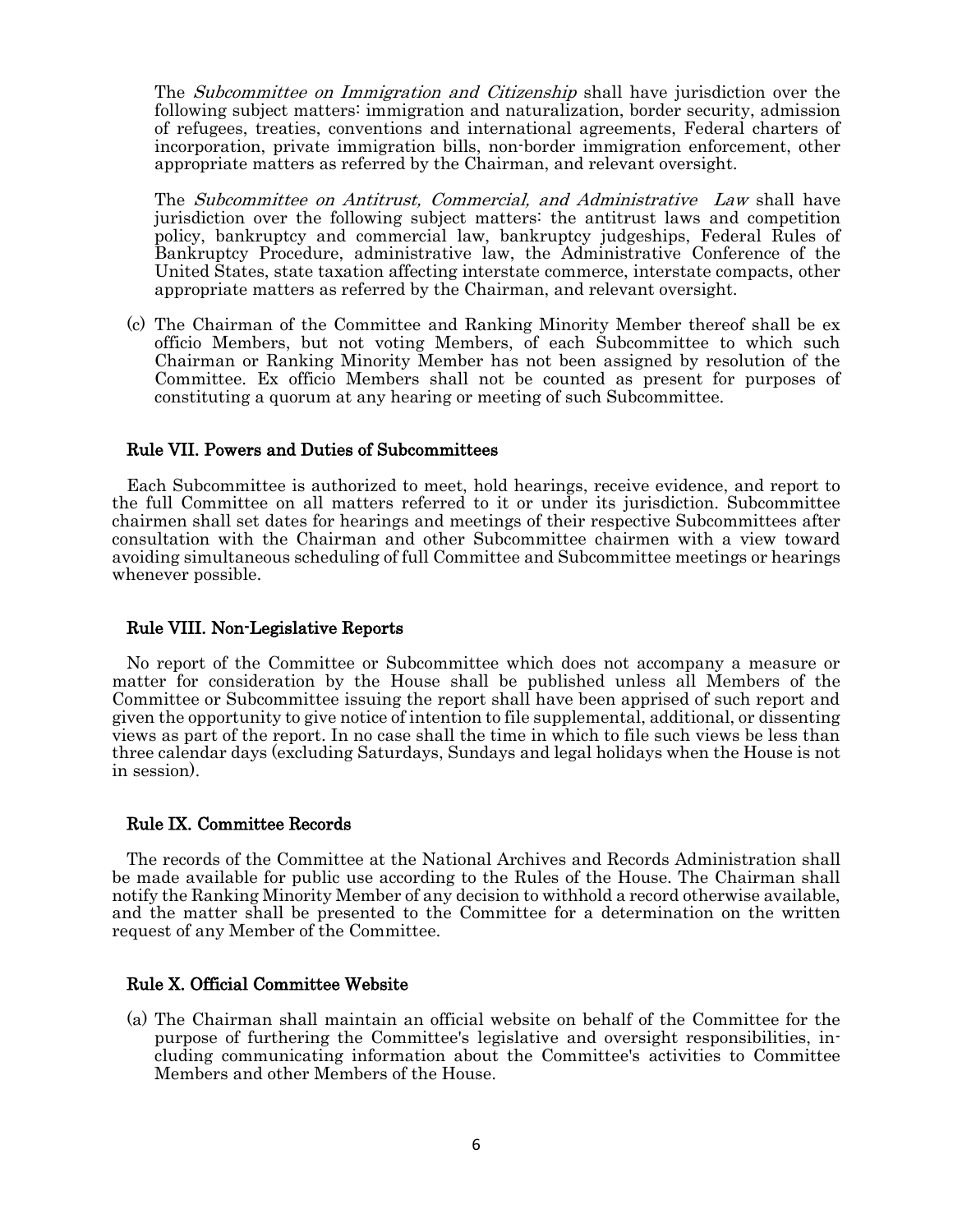The *Subcommittee on Immigration and Citizenship* shall have jurisdiction over the following subject matters: immigration and naturalization, border security, admission of refugees, treaties, conventions and international agreements, Federal charters of incorporation, private immigration bills, non-border immigration enforcement, other appropriate matters as referred by the Chairman, and relevant oversight.

The *Subcommittee on Antitrust, Commercial, and Administrative Law* shall have jurisdiction over the following subject matters: the antitrust laws and competition policy, bankruptcy and commercial law, bankruptcy judgeships, Federal Rules of Bankruptcy Procedure, administrative law, the Administrative Conference of the United States, state taxation affecting interstate commerce, interstate compacts, other appropriate matters as referred by the Chairman, and relevant oversight.

(c) The Chairman of the Committee and Ranking Minority Member thereof shall be ex officio Members, but not voting Members, of each Subcommittee to which such Chairman or Ranking Minority Member has not been assigned by resolution of the Committee. Ex officio Members shall not be counted as present for purposes of constituting a quorum at any hearing or meeting of such Subcommittee.

### Rule VII. Powers and Duties of Subcommittees

Each Subcommittee is authorized to meet, hold hearings, receive evidence, and report to the full Committee on all matters referred to it or under its jurisdiction. Subcommittee chairmen shall set dates for hearings and meetings of their respective Subcommittees after consultation with the Chairman and other Subcommittee chairmen with a view toward avoiding simultaneous scheduling of full Committee and Subcommittee meetings or hearings whenever possible.

### Rule VIII. Non-Legislative Reports

No report of the Committee or Subcommittee which does not accompany a measure or matter for consideration by the House shall be published unless all Members of the Committee or Subcommittee issuing the report shall have been apprised of such report and given the opportunity to give notice of intention to file supplemental, additional, or dissenting views as part of the report. In no case shall the time in which to file such views be less than three calendar days (excluding Saturdays, Sundays and legal holidays when the House is not in session).

### Rule IX. Committee Records

The records of the Committee at the National Archives and Records Administration shall be made available for public use according to the Rules of the House. The Chairman shall notify the Ranking Minority Member of any decision to withhold a record otherwise available, and the matter shall be presented to the Committee for a determination on the written request of any Member of the Committee.

### Rule X. Official Committee Website

(a) The Chairman shall maintain an official website on behalf of the Committee for the purpose of furthering the Committee's legislative and oversight responsibilities, including communicating information about the Committee's activities to Committee Members and other Members of the House.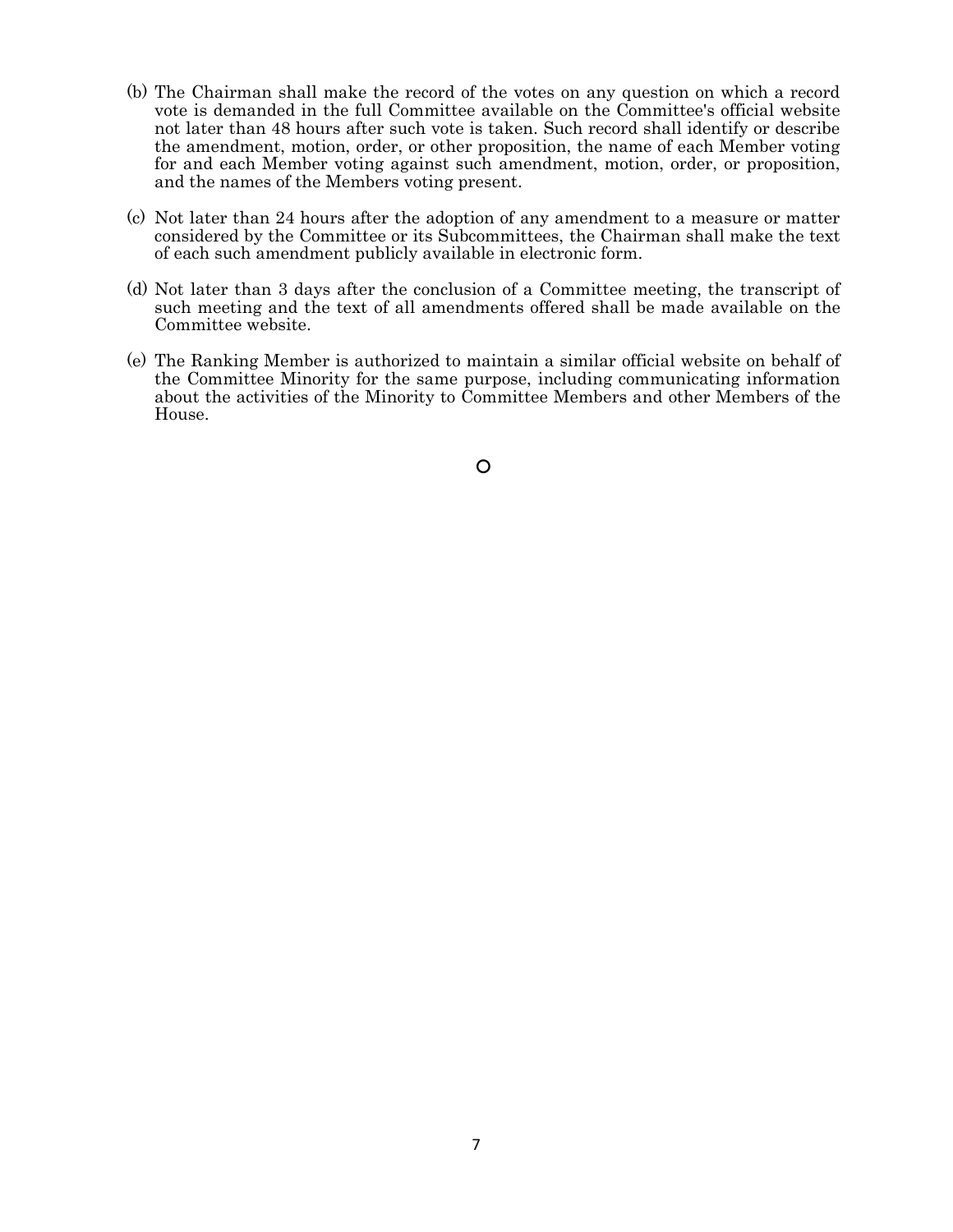(b) The Chairman shall make the record of the votes on any question on which a record vote is demanded in the full Committee available on the Committee's official website not later than 48 hours after such vote is taken. Such record shall identify or describe the amendment, motion, order, or other proposition, the name of each Member voting for and each Member voting against such amendment, motion, order, or proposition, and the names of the Members voting present.

(c) Not later than 24 hours after the adoption of any amendment to a measure or matter considered by the Committee or its Subcommittees, the Chairman shall make the text of each such amendment publicly available in electronic form.

(d) Not later than 3 days after the conclusion of a Committee meeting, the transcript of such meeting and the text of all amendments offered shall be made available on the Committee website.

(e) The Ranking Member is authorized to maintain a similar official website on behalf of the Committee Minority for the same purpose, including communicating information about the activities of the Minority to Committee Members and other Members of the House.

○